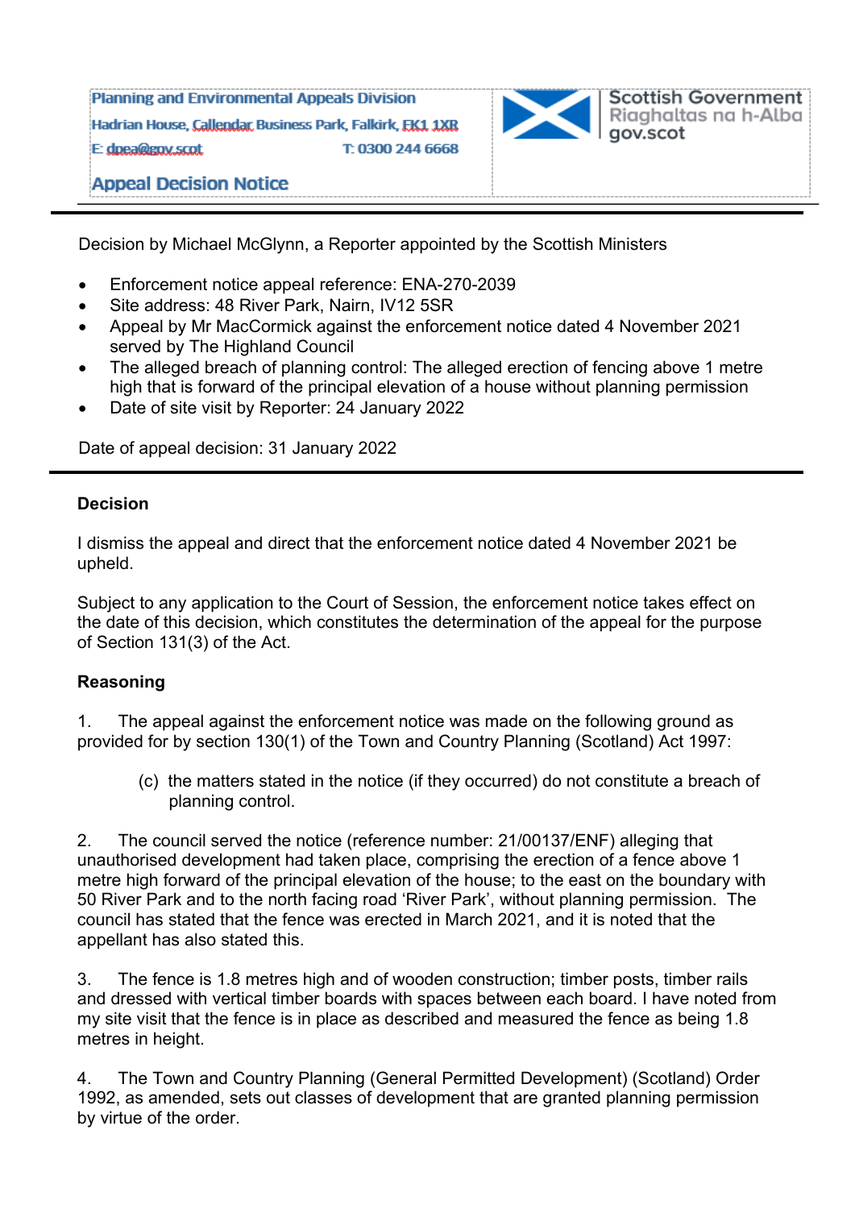Planning and Environmental Appeals Division
Hadrian House, Callendar Business Park, Falkirk, FK1 1XR
E: dpea@gov.scot T: 0300 244 6668

Scottish Government
Riaghaltas na h-Alba
gov.scot

## Appeal Decision Notice

Decision by Michael McGlynn, a Reporter appointed by the Scottish Ministers

- Enforcement notice appeal reference: ENA-270-2039
- Site address: 48 River Park, Nairn, IV12 5SR
- Appeal by Mr MacCormick against the enforcement notice dated 4 November 2021 served by The Highland Council
- The alleged breach of planning control: The alleged erection of fencing above 1 metre high that is forward of the principal elevation of a house without planning permission
- Date of site visit by Reporter: 24 January 2022

Date of appeal decision: 31 January 2022

### Decision

I dismiss the appeal and direct that the enforcement notice dated 4 November 2021 be upheld.

Subject to any application to the Court of Session, the enforcement notice takes effect on the date of this decision, which constitutes the determination of the appeal for the purpose of Section 131(3) of the Act.

### Reasoning

1. The appeal against the enforcement notice was made on the following ground as provided for by section 130(1) of the Town and Country Planning (Scotland) Act 1997:

   (c) the matters stated in the notice (if they occurred) do not constitute a breach of planning control.

2. The council served the notice (reference number: 21/00137/ENF) alleging that unauthorised development had taken place, comprising the erection of a fence above 1 metre high forward of the principal elevation of the house; to the east on the boundary with 50 River Park and to the north facing road 'River Park', without planning permission. The council has stated that the fence was erected in March 2021, and it is noted that the appellant has also stated this.

3. The fence is 1.8 metres high and of wooden construction; timber posts, timber rails and dressed with vertical timber boards with spaces between each board. I have noted from my site visit that the fence is in place as described and measured the fence as being 1.8 metres in height.

4. The Town and Country Planning (General Permitted Development) (Scotland) Order 1992, as amended, sets out classes of development that are granted planning permission by virtue of the order.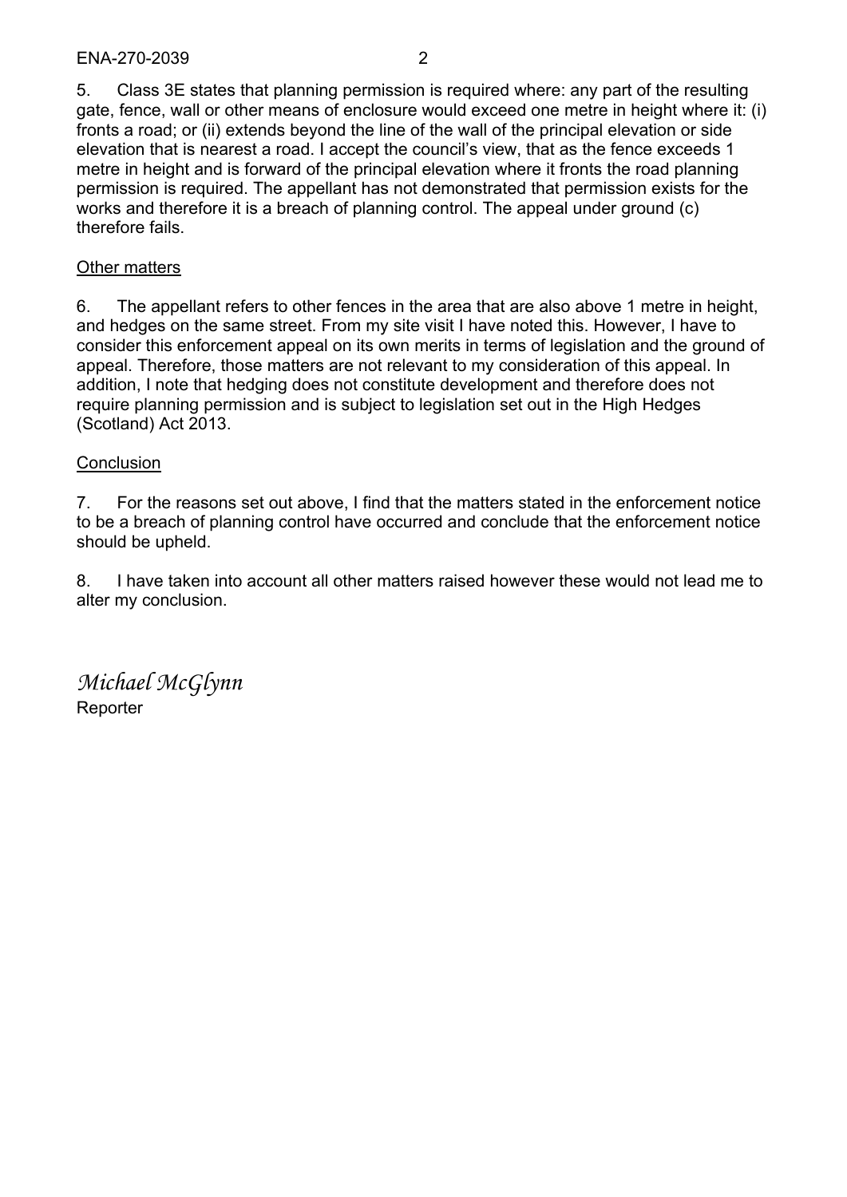5. Class 3E states that planning permission is required where: any part of the resulting gate, fence, wall or other means of enclosure would exceed one metre in height where it: (i) fronts a road; or (ii) extends beyond the line of the wall of the principal elevation or side elevation that is nearest a road. I accept the council's view, that as the fence exceeds 1 metre in height and is forward of the principal elevation where it fronts the road planning permission is required. The appellant has not demonstrated that permission exists for the works and therefore it is a breach of planning control. The appeal under ground (c) therefore fails.

## Other matters

6. The appellant refers to other fences in the area that are also above 1 metre in height, and hedges on the same street. From my site visit I have noted this. However, I have to consider this enforcement appeal on its own merits in terms of legislation and the ground of appeal. Therefore, those matters are not relevant to my consideration of this appeal. In addition, I note that hedging does not constitute development and therefore does not require planning permission and is subject to legislation set out in the High Hedges (Scotland) Act 2013.

## Conclusion

7. For the reasons set out above, I find that the matters stated in the enforcement notice to be a breach of planning control have occurred and conclude that the enforcement notice should be upheld.

8. I have taken into account all other matters raised however these would not lead me to alter my conclusion.

*Michael McGlynn*
Reporter